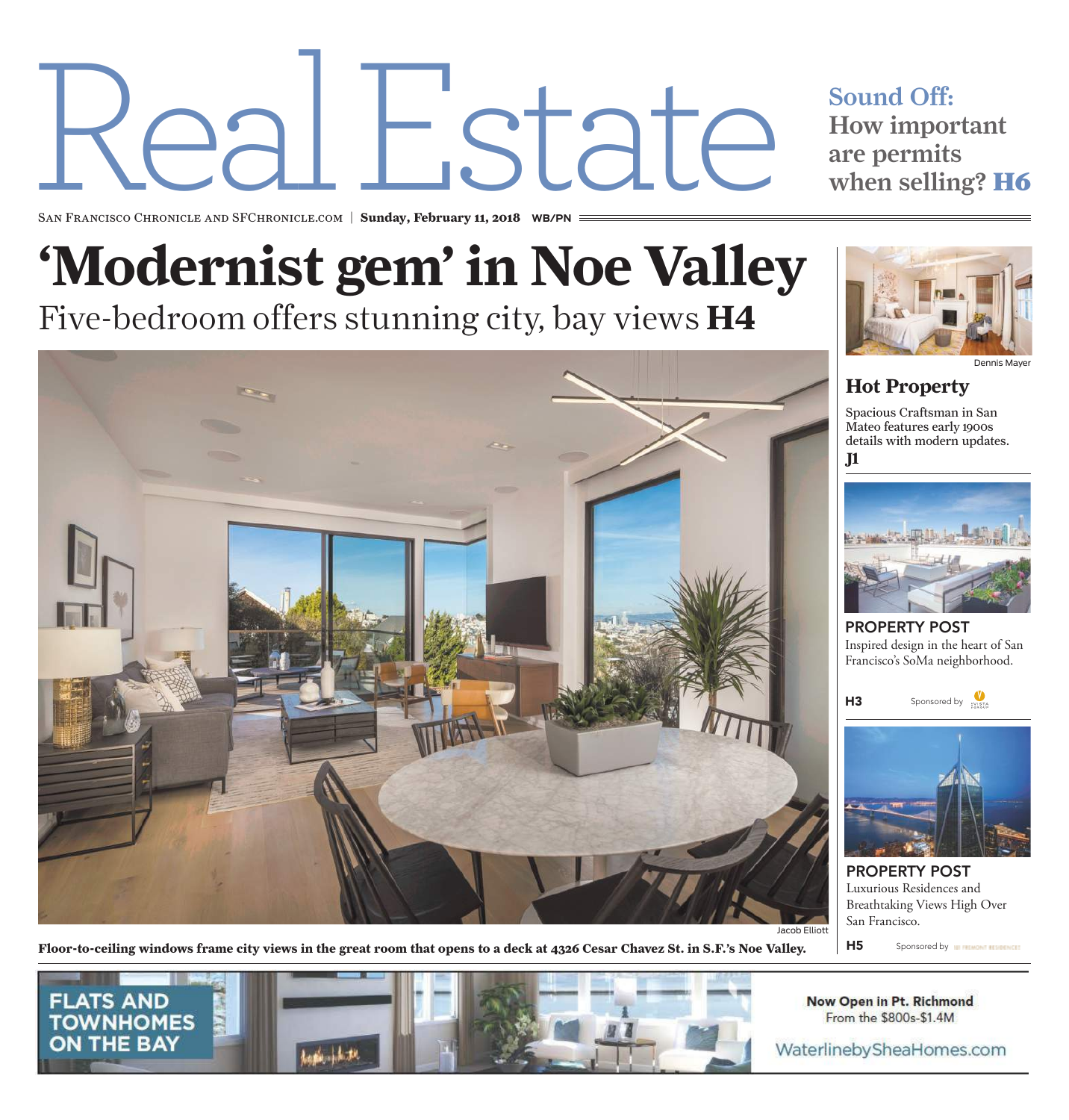# Real Estate

**Sound Off: How important are permits when selling? H6**

San Francisco Chronicle and SFChronicle.com | **Sunday, February 11, 2018** WB/PN

# 'Modernist gem' in Noe Valley

## Five-bedroom offers stunning city, bay views **H4**

Jacob Elliott

**Floor-to-ceiling windows frame city views in the great room that opens to a deck at 4326 Cesar Chavez St. in S.F.'s Noe Valley.**

Dennis Mayer

### Hot Property

Spacious Craftsman in San Mateo features early 1900s details with modern updates.

**J1**

### PROPERTY POST

Inspired design in the heart of San Francisco's SoMa neighborhood.

**H3** Sponsored by

### PROPERTY POST

Luxurious Residences and Breathtaking Views High Over San Francisco.

**H5** Sponsored by

FLATS AND TOWNHOMES ON THE BAY

Now Open in Pt. Richmond
From the $800s-$1.4M

WaterlinebySheaHomes.com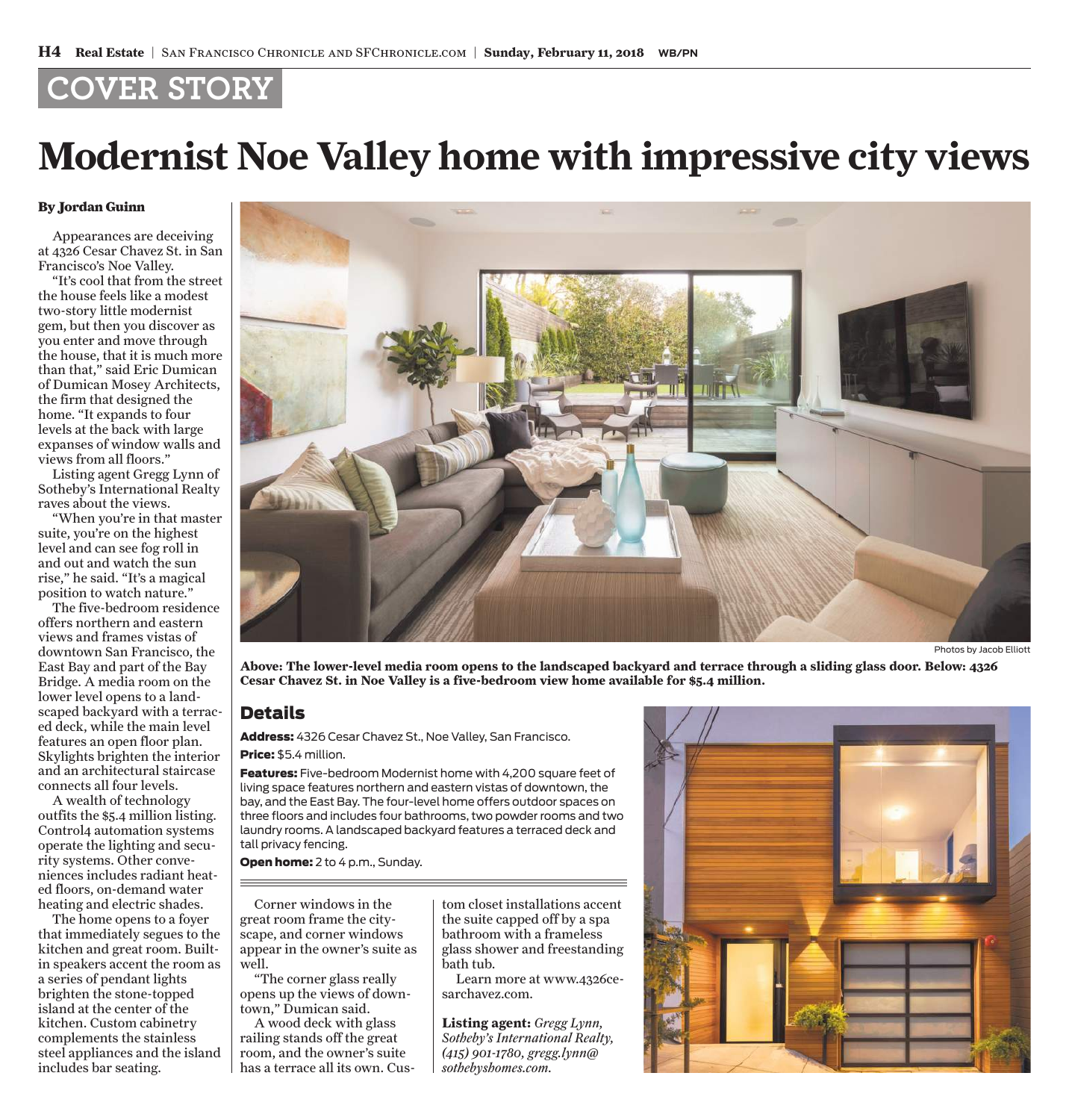COVER STORY

# Modernist Noe Valley home with impressive city views

**By Jordan Guinn**

Appearances are deceiving at 4326 Cesar Chavez St. in San Francisco's Noe Valley.

"It's cool that from the street the house feels like a modest two-story little modernist gem, but then you discover as you enter and move through the house, that it is much more than that," said Eric Dumican of Dumican Mosey Architects, the firm that designed the home. "It expands to four levels at the back with large expanses of window walls and views from all floors."

Listing agent Gregg Lynn of Sotheby's International Realty raves about the views.

"When you're in that master suite, you're on the highest level and can see fog roll in and out and watch the sun rise," he said. "It's a magical position to watch nature."

The five-bedroom residence offers northern and eastern views and frames vistas of downtown San Francisco, the East Bay and part of the Bay Bridge. A media room on the lower level opens to a landscaped backyard with a terraced deck, while the main level features an open floor plan. Skylights brighten the interior and an architectural staircase connects all four levels.

A wealth of technology outfits the $5.4 million listing. Control4 automation systems operate the lighting and security systems. Other conveniences includes radiant heated floors, on-demand water heating and electric shades.

The home opens to a foyer that immediately segues to the kitchen and great room. Built-in speakers accent the room as a series of pendant lights brighten the stone-topped island at the center of the kitchen. Custom cabinetry complements the stainless steel appliances and the island includes bar seating.

Photos by Jacob Elliott

**Above: The lower-level media room opens to the landscaped backyard and terrace through a sliding glass door. Below: 4326 Cesar Chavez St. in Noe Valley is a five-bedroom view home available for $5.4 million.**

## Details

**Address:** 4326 Cesar Chavez St., Noe Valley, San Francisco.

**Price:** $5.4 million.

**Features:** Five-bedroom Modernist home with 4,200 square feet of living space features northern and eastern vistas of downtown, the bay, and the East Bay. The four-level home offers outdoor spaces on three floors and includes four bathrooms, two powder rooms and two laundry rooms. A landscaped backyard features a terraced deck and tall privacy fencing.

**Open home:** 2 to 4 p.m., Sunday.

Corner windows in the great room frame the cityscape, and corner windows appear in the owner's suite as well.

"The corner glass really opens up the views of downtown," Dumican said.

A wood deck with glass railing stands off the great room, and the owner's suite has a terrace all its own. Custom closet installations accent the suite capped off by a spa bathroom with a frameless glass shower and freestanding bath tub.

Learn more at www.4326cesarchavez.com.

**Listing agent:** *Gregg Lynn, Sotheby's International Realty, (415) 901-1780, gregg.lynn@sothebyshomes.com.*